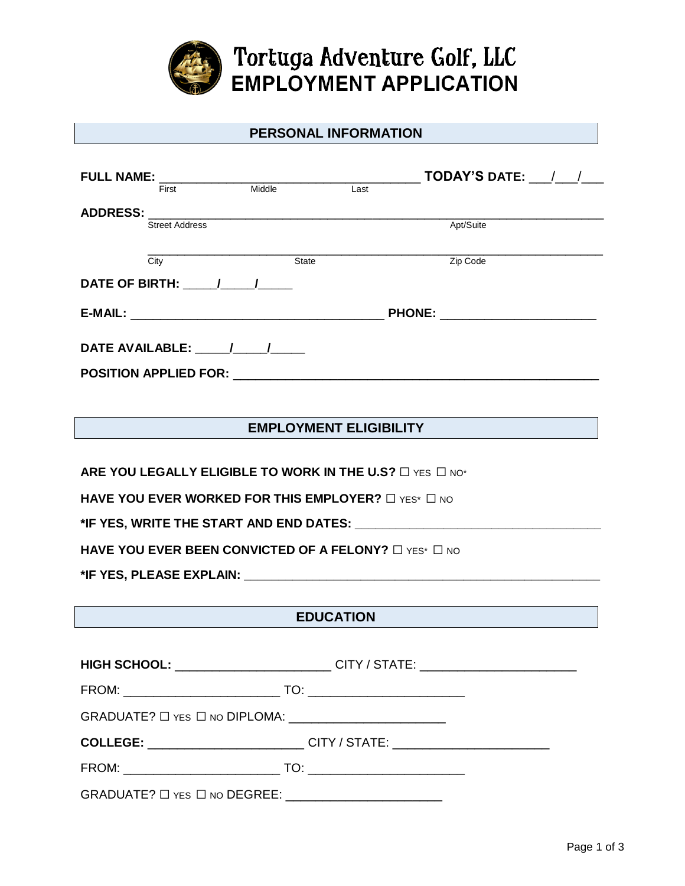# Tortuga Adventure Golf, LLC
# EMPLOYMENT APPLICATION

## PERSONAL INFORMATION

**FULL NAME:** ____________________________________ **TODAY'S DATE:** ___/___/___
First Middle Last

**ADDRESS:** ____________________________________________________________
Street Address Apt/Suite

____________________________________________________________
City State Zip Code

**DATE OF BIRTH:** _____/_____/_____

**E-MAIL:** ____________________________________ **PHONE:** ______________________

**DATE AVAILABLE:** _____/_____/_____

**POSITION APPLIED FOR:** ____________________________________________________

## EMPLOYMENT ELIGIBILITY

**ARE YOU LEGALLY ELIGIBLE TO WORK IN THE U.S?** ☐ YES ☐ NO*

**HAVE YOU EVER WORKED FOR THIS EMPLOYER?** ☐ YES* ☐ NO

***IF YES, WRITE THE START AND END DATES:** ____________________________________

**HAVE YOU EVER BEEN CONVICTED OF A FELONY?** ☐ YES* ☐ NO

***IF YES, PLEASE EXPLAIN:** ____________________________________________________

## EDUCATION

**HIGH SCHOOL:** ______________________ CITY / STATE: ______________________

FROM: ______________________ TO: ______________________

GRADUATE? ☐ YES ☐ NO DIPLOMA: ______________________

**COLLEGE:** ______________________ CITY / STATE: ______________________

FROM: ______________________ TO: ______________________

GRADUATE? ☐ YES ☐ NO DEGREE: ______________________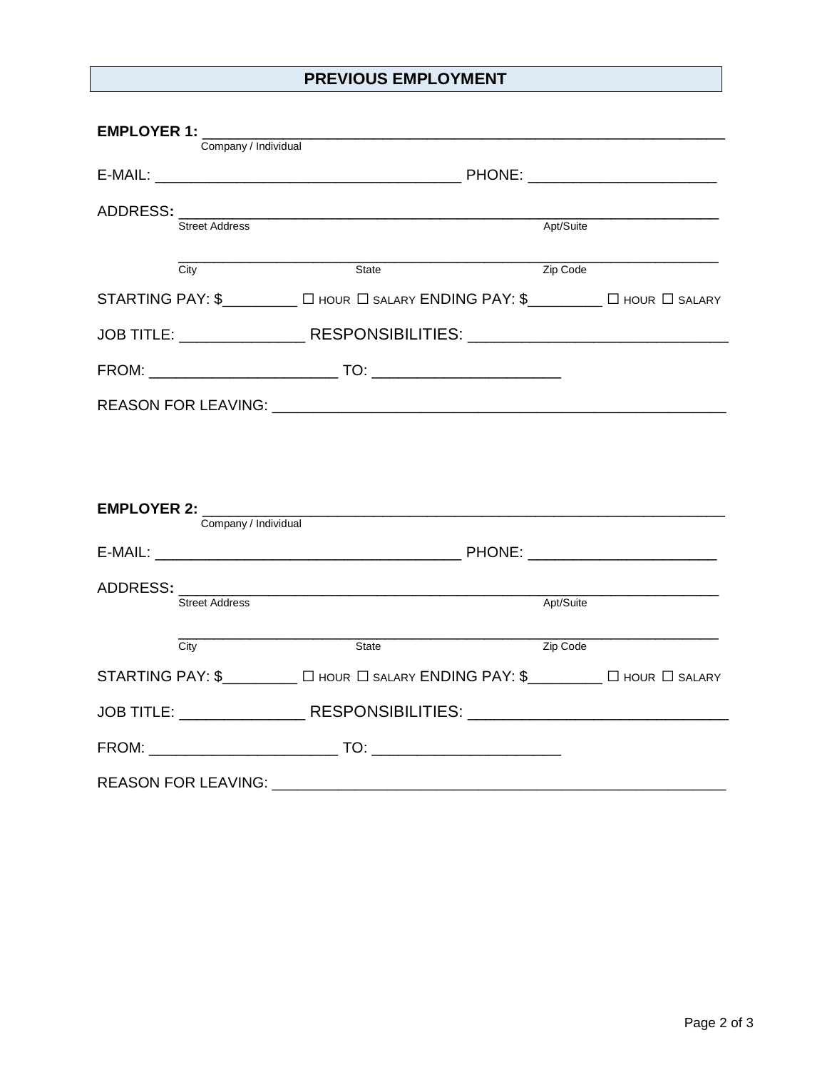## PREVIOUS EMPLOYMENT

**EMPLOYER 1:** ____________________________________________________________
Company / Individual

E-MAIL: ___________________________________ PHONE: _____________________

ADDRESS**:** ____________________________________________________________
Street Address Apt/Suite

____________________________________________________________
City State Zip Code

STARTING PAY: $_________ ☐ HOUR ☐ SALARY ENDING PAY: $_________ ☐ HOUR ☐ SALARY

JOB TITLE: ______________ RESPONSIBILITIES: _____________________________

FROM: ______________________ TO: ______________________

REASON FOR LEAVING: ______________________________________________________

**EMPLOYER 2:** ____________________________________________________________
Company / Individual

E-MAIL: ___________________________________ PHONE: _____________________

ADDRESS**:** ____________________________________________________________
Street Address Apt/Suite

____________________________________________________________
City State Zip Code

STARTING PAY: $_________ ☐ HOUR ☐ SALARY ENDING PAY: $_________ ☐ HOUR ☐ SALARY

JOB TITLE: ______________ RESPONSIBILITIES: _____________________________

FROM: ______________________ TO: ______________________

REASON FOR LEAVING: ______________________________________________________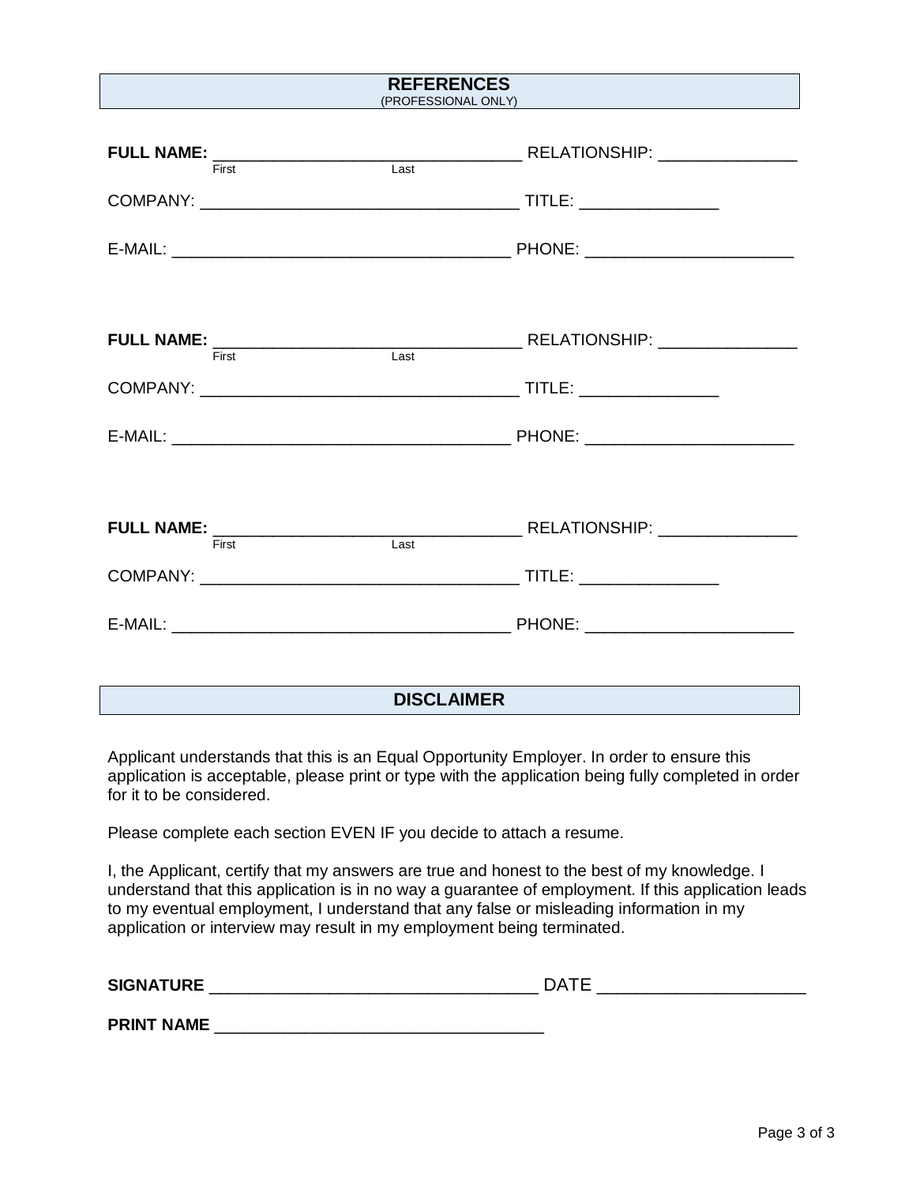## REFERENCES
(PROFESSIONAL ONLY)

**FULL NAME:** ________________________________ RELATIONSHIP: _______________
First Last

COMPANY: _________________________________ TITLE: _______________

E-MAIL: ___________________________________ PHONE: ______________________

**FULL NAME:** ________________________________ RELATIONSHIP: _______________
First Last

COMPANY: _________________________________ TITLE: _______________

E-MAIL: ___________________________________ PHONE: ______________________

**FULL NAME:** ________________________________ RELATIONSHIP: _______________
First Last

COMPANY: _________________________________ TITLE: _______________

E-MAIL: ___________________________________ PHONE: ______________________

## DISCLAIMER

Applicant understands that this is an Equal Opportunity Employer. In order to ensure this application is acceptable, please print or type with the application being fully completed in order for it to be considered.

Please complete each section EVEN IF you decide to attach a resume.

I, the Applicant, certify that my answers are true and honest to the best of my knowledge. I understand that this application is in no way a guarantee of employment. If this application leads to my eventual employment, I understand that any false or misleading information in my application or interview may result in my employment being terminated.

**SIGNATURE** __________________________________ DATE _____________________

**PRINT NAME** __________________________________